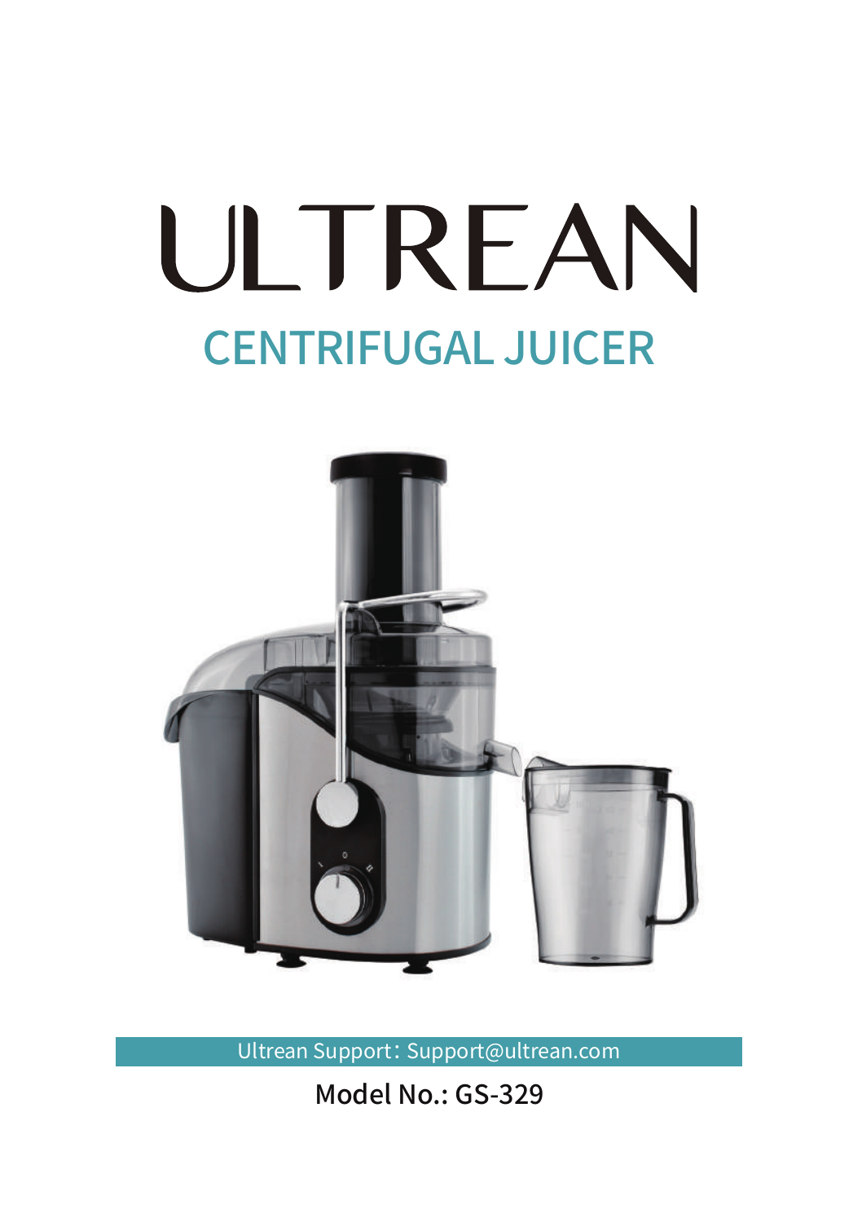# ULTREAN

## CENTRIFUGAL JUICER

Ultrean Support：Support@ultrean.com

Model No.: GS-329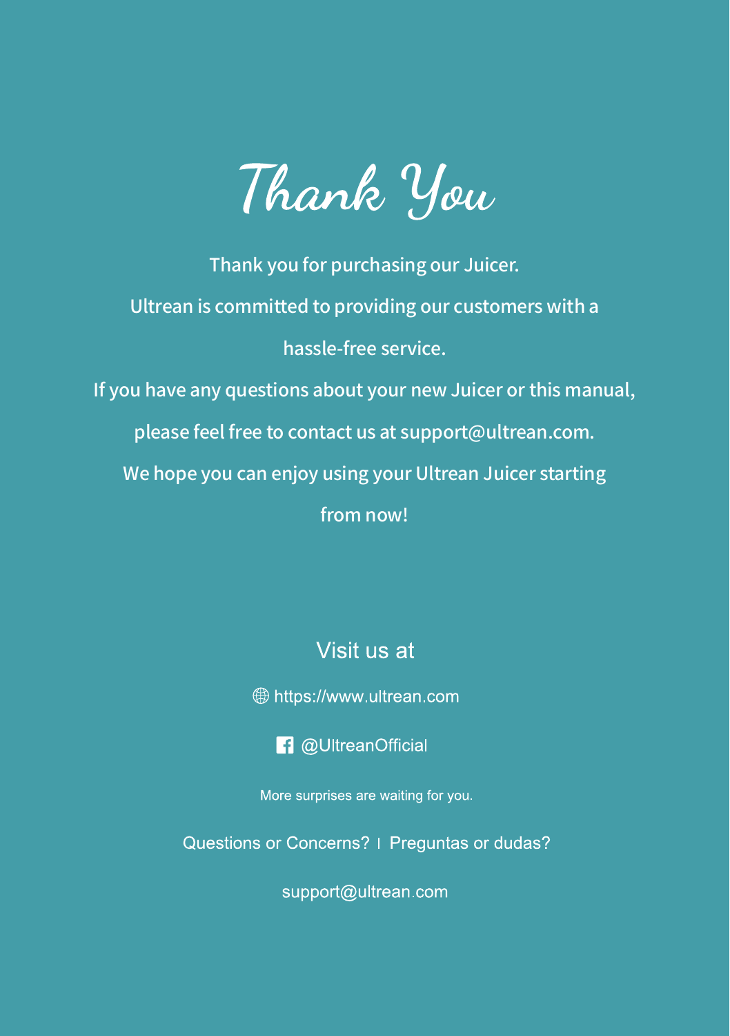# Thank You

Thank you for purchasing our Juicer.

Ultrean is committed to providing our customers with a hassle-free service.

If you have any questions about your new Juicer or this manual, please feel free to contact us at support@ultrean.com.

We hope you can enjoy using your Ultrean Juicer starting from now!

## Visit us at

https://www.ultrean.com

@UltreanOfficial

More surprises are waiting for you.

Questions or Concerns? | Preguntas or dudas?

support@ultrean.com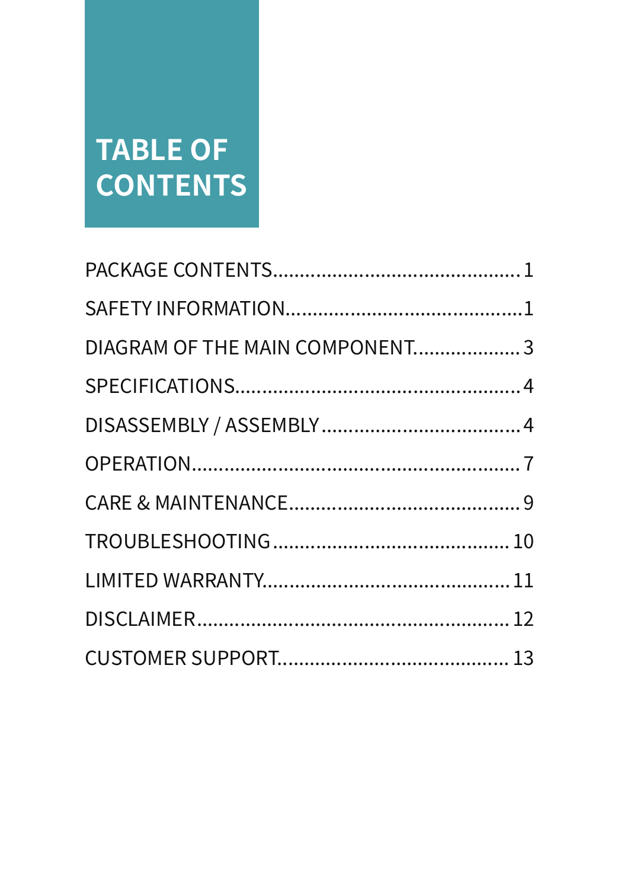# TABLE OF CONTENTS

PACKAGE CONTENTS............................................ 1
SAFETY INFORMATION.......................................... 1
DIAGRAM OF THE MAIN COMPONENT.................... 3
SPECIFICATIONS.................................................... 4
DISASSEMBLY / ASSEMBLY.................................... 4
OPERATION............................................................ 7
CARE & MAINTENANCE........................................... 9
TROUBLESHOOTING............................................ 10
LIMITED WARRANTY............................................. 11
DISCLAIMER......................................................... 12
CUSTOMER SUPPORT.......................................... 13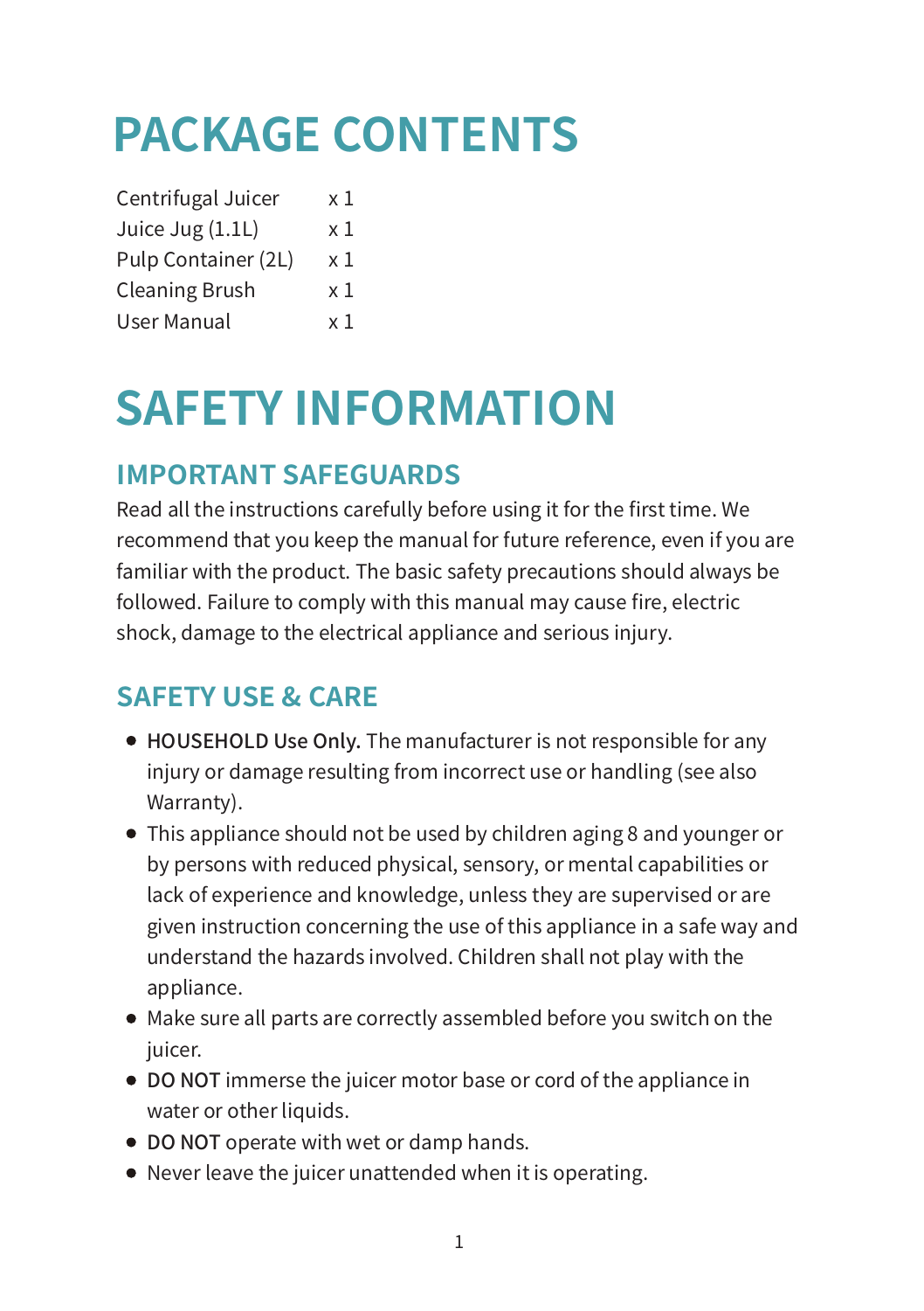# PACKAGE CONTENTS

| | |
|---|---|
| Centrifugal Juicer | x 1 |
| Juice Jug (1.1L) | x 1 |
| Pulp Container (2L) | x 1 |
| Cleaning Brush | x 1 |
| User Manual | x 1 |

# SAFETY INFORMATION

## IMPORTANT SAFEGUARDS

Read all the instructions carefully before using it for the first time. We recommend that you keep the manual for future reference, even if you are familiar with the product. The basic safety precautions should always be followed. Failure to comply with this manual may cause fire, electric shock, damage to the electrical appliance and serious injury.

## SAFETY USE & CARE

- **HOUSEHOLD Use Only.** The manufacturer is not responsible for any injury or damage resulting from incorrect use or handling (see also Warranty).
- This appliance should not be used by children aging 8 and younger or by persons with reduced physical, sensory, or mental capabilities or lack of experience and knowledge, unless they are supervised or are given instruction concerning the use of this appliance in a safe way and understand the hazards involved. Children shall not play with the appliance.
- Make sure all parts are correctly assembled before you switch on the juicer.
- **DO NOT** immerse the juicer motor base or cord of the appliance in water or other liquids.
- **DO NOT** operate with wet or damp hands.
- Never leave the juicer unattended when it is operating.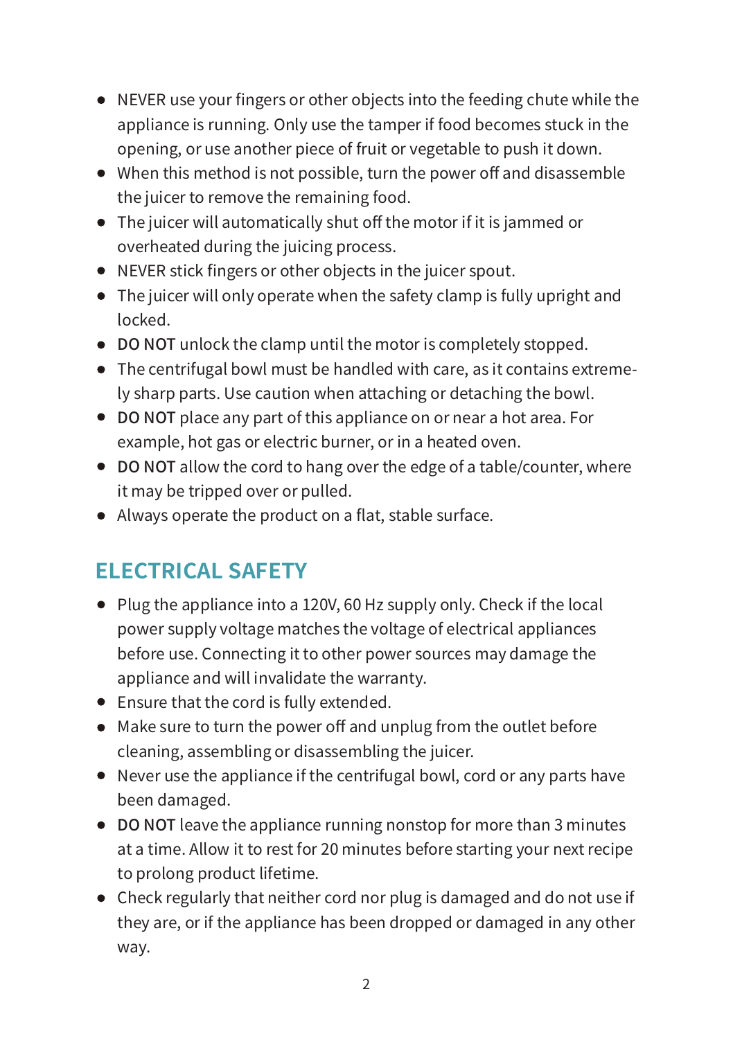- NEVER use your fingers or other objects into the feeding chute while the appliance is running. Only use the tamper if food becomes stuck in the opening, or use another piece of fruit or vegetable to push it down.
- When this method is not possible, turn the power off and disassemble the juicer to remove the remaining food.
- The juicer will automatically shut off the motor if it is jammed or overheated during the juicing process.
- NEVER stick fingers or other objects in the juicer spout.
- The juicer will only operate when the safety clamp is fully upright and locked.
- **DO NOT** unlock the clamp until the motor is completely stopped.
- The centrifugal bowl must be handled with care, as it contains extremely sharp parts. Use caution when attaching or detaching the bowl.
- **DO NOT** place any part of this appliance on or near a hot area. For example, hot gas or electric burner, or in a heated oven.
- **DO NOT** allow the cord to hang over the edge of a table/counter, where it may be tripped over or pulled.
- Always operate the product on a flat, stable surface.

## ELECTRICAL SAFETY

- Plug the appliance into a 120V, 60 Hz supply only. Check if the local power supply voltage matches the voltage of electrical appliances before use. Connecting it to other power sources may damage the appliance and will invalidate the warranty.
- Ensure that the cord is fully extended.
- Make sure to turn the power off and unplug from the outlet before cleaning, assembling or disassembling the juicer.
- Never use the appliance if the centrifugal bowl, cord or any parts have been damaged.
- **DO NOT** leave the appliance running nonstop for more than 3 minutes at a time. Allow it to rest for 20 minutes before starting your next recipe to prolong product lifetime.
- Check regularly that neither cord nor plug is damaged and do not use if they are, or if the appliance has been dropped or damaged in any other way.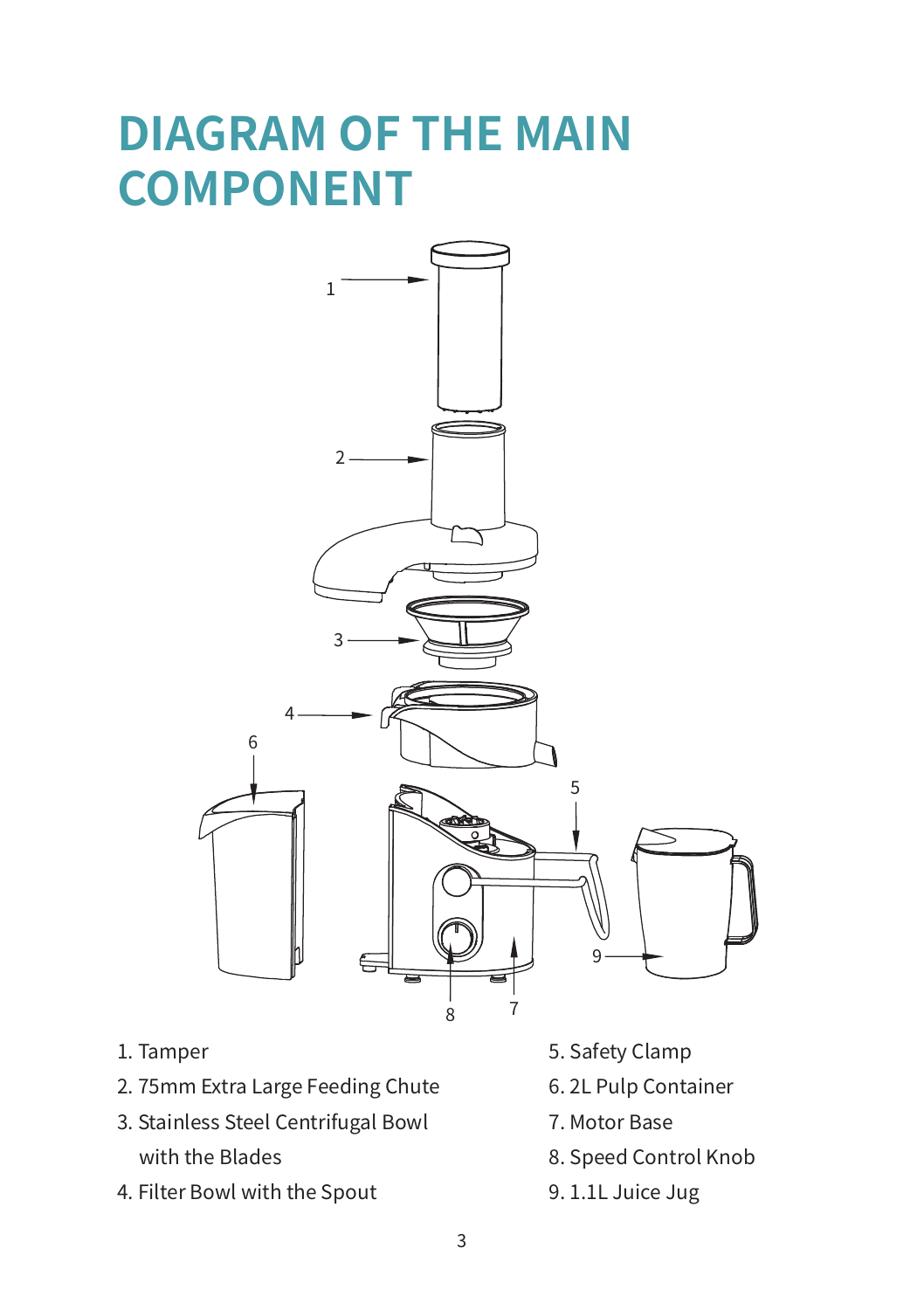# DIAGRAM OF THE MAIN COMPONENT

1. Tamper
2. 75mm Extra Large Feeding Chute
3. Stainless Steel Centrifugal Bowl with the Blades
4. Filter Bowl with the Spout
5. Safety Clamp
6. 2L Pulp Container
7. Motor Base
8. Speed Control Knob
9. 1.1L Juice Jug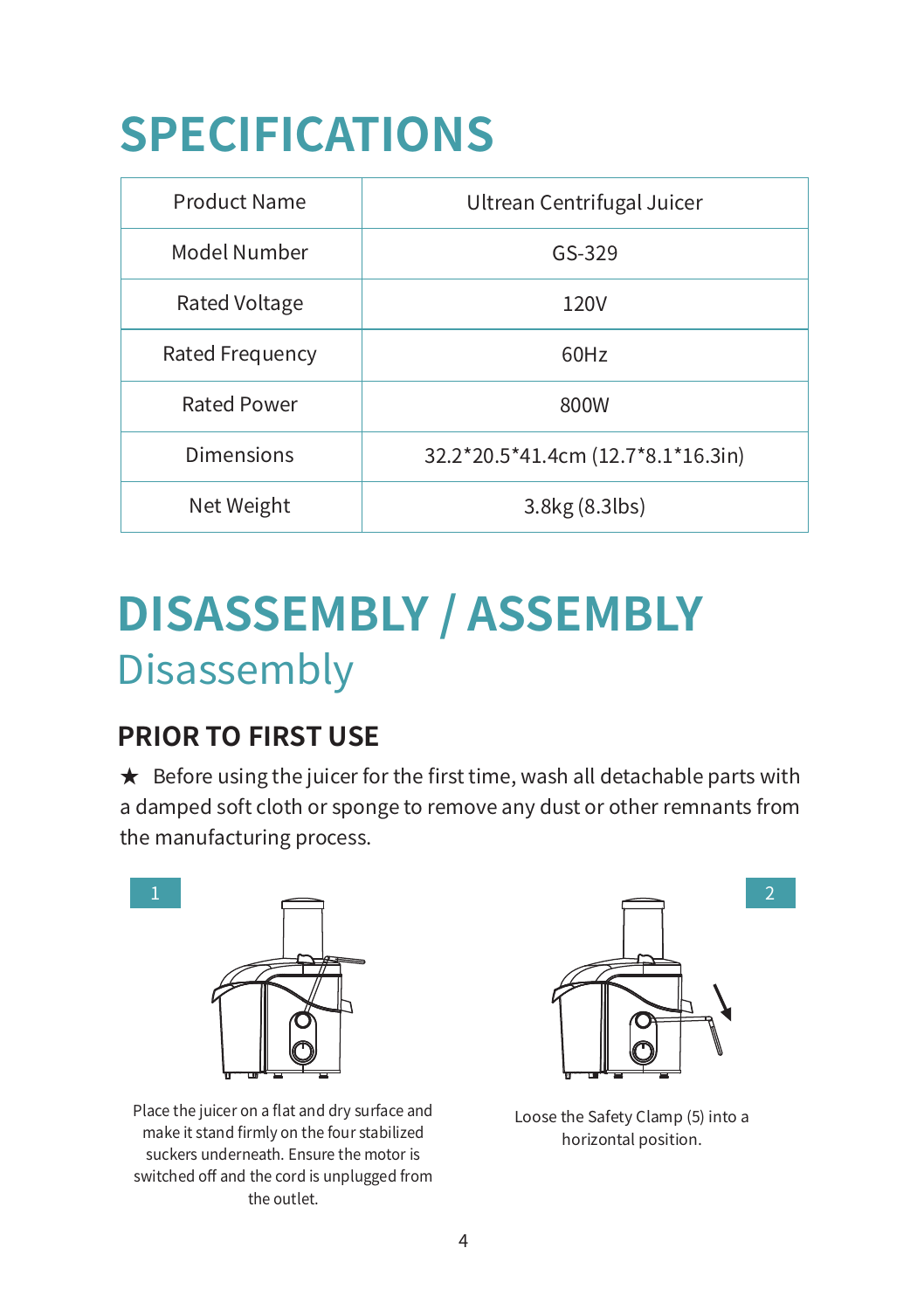# SPECIFICATIONS

| Product Name | Ultrean Centrifugal Juicer |
|---|---|
| Model Number | GS-329 |
| Rated Voltage | 120V |
| Rated Frequency | 60Hz |
| Rated Power | 800W |
| Dimensions | 32.2*20.5*41.4cm (12.7*8.1*16.3in) |
| Net Weight | 3.8kg (8.3lbs) |

# DISASSEMBLY / ASSEMBLY

## Disassembly

### PRIOR TO FIRST USE

★ Before using the juicer for the first time, wash all detachable parts with a damped soft cloth or sponge to remove any dust or other remnants from the manufacturing process.

1

Place the juicer on a flat and dry surface and make it stand firmly on the four stabilized suckers underneath. Ensure the motor is switched off and the cord is unplugged from the outlet.

2

Loose the Safety Clamp (5) into a horizontal position.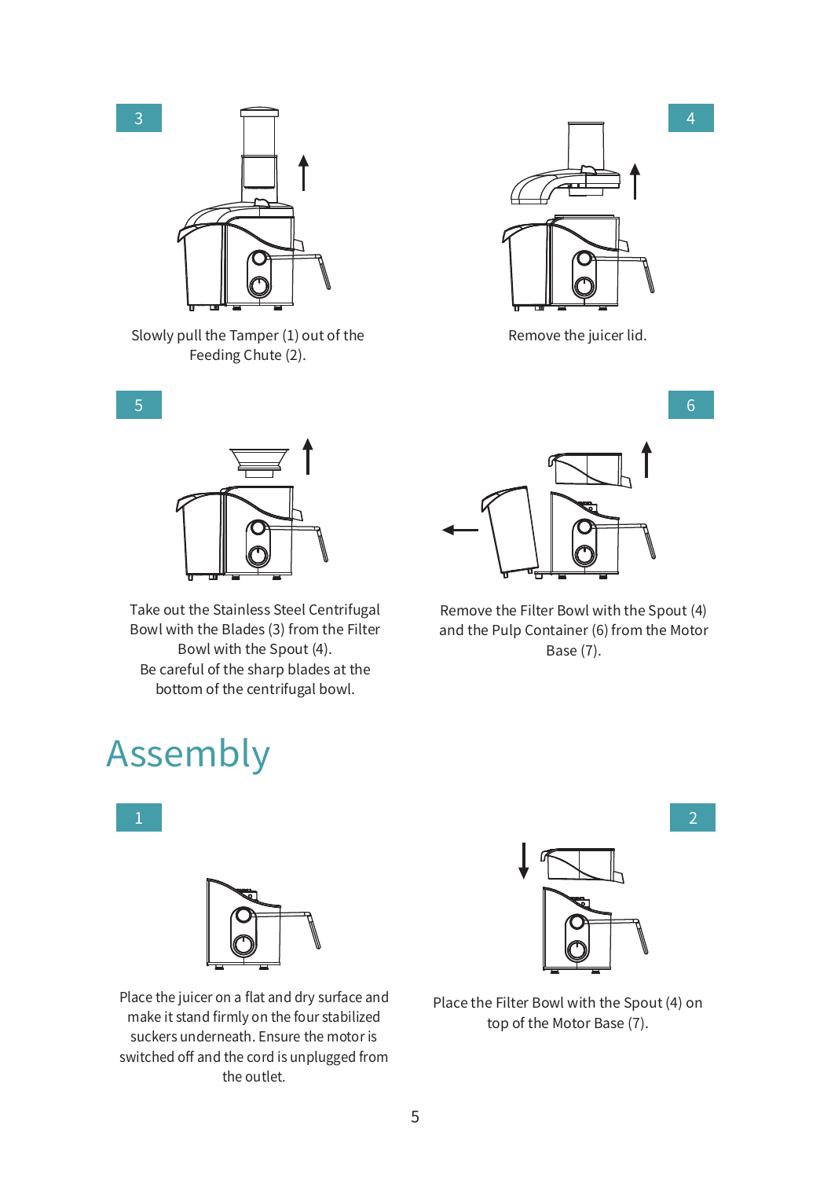3

Slowly pull the Tamper (1) out of the Feeding Chute (2).

4

Remove the juicer lid.

5

Take out the Stainless Steel Centrifugal Bowl with the Blades (3) from the Filter Bowl with the Spout (4).
Be careful of the sharp blades at the bottom of the centrifugal bowl.

6

Remove the Filter Bowl with the Spout (4) and the Pulp Container (6) from the Motor Base (7).

# Assembly

1

Place the juicer on a flat and dry surface and make it stand firmly on the four stabilized suckers underneath. Ensure the motor is switched off and the cord is unplugged from the outlet.

2

Place the Filter Bowl with the Spout (4) on top of the Motor Base (7).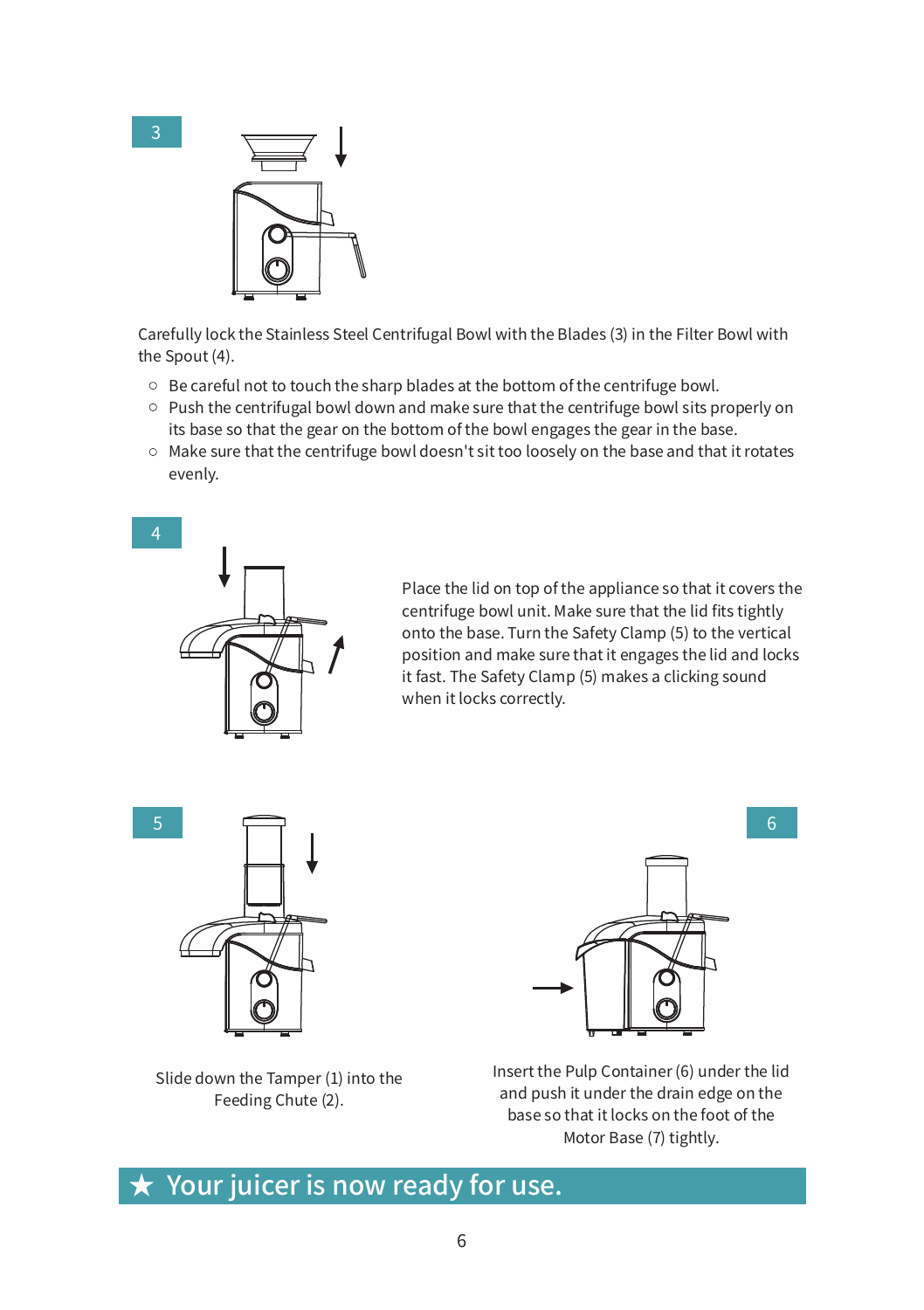3

Carefully lock the Stainless Steel Centrifugal Bowl with the Blades (3) in the Filter Bowl with the Spout (4).

- Be careful not to touch the sharp blades at the bottom of the centrifuge bowl.
- Push the centrifugal bowl down and make sure that the centrifuge bowl sits properly on its base so that the gear on the bottom of the bowl engages the gear in the base.
- Make sure that the centrifuge bowl doesn't sit too loosely on the base and that it rotates evenly.

4

Place the lid on top of the appliance so that it covers the centrifuge bowl unit. Make sure that the lid fits tightly onto the base. Turn the Safety Clamp (5) to the vertical position and make sure that it engages the lid and locks it fast. The Safety Clamp (5) makes a clicking sound when it locks correctly.

5

Slide down the Tamper (1) into the Feeding Chute (2).

6

Insert the Pulp Container (6) under the lid and push it under the drain edge on the base so that it locks on the foot of the Motor Base (7) tightly.

## ★ Your juicer is now ready for use.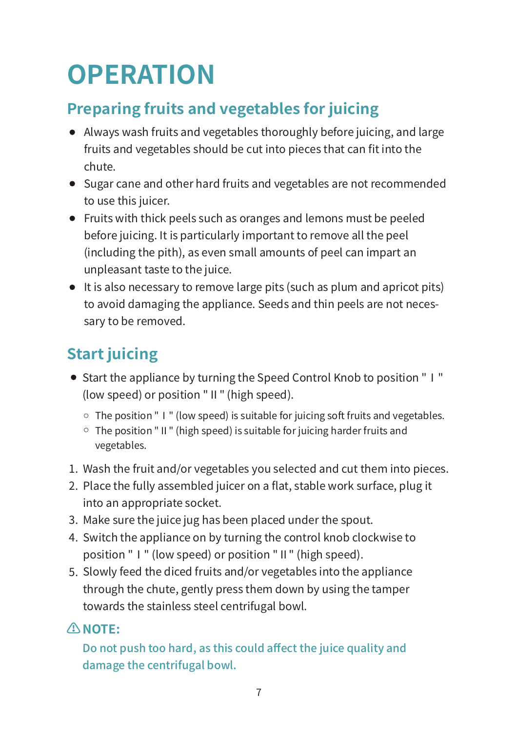# OPERATION

## Preparing fruits and vegetables for juicing

- Always wash fruits and vegetables thoroughly before juicing, and large fruits and vegetables should be cut into pieces that can fit into the chute.
- Sugar cane and other hard fruits and vegetables are not recommended to use this juicer.
- Fruits with thick peels such as oranges and lemons must be peeled before juicing. It is particularly important to remove all the peel (including the pith), as even small amounts of peel can impart an unpleasant taste to the juice.
- It is also necessary to remove large pits (such as plum and apricot pits) to avoid damaging the appliance. Seeds and thin peels are not necessary to be removed.

## Start juicing

- Start the appliance by turning the Speed Control Knob to position " I " (low speed) or position " II " (high speed).
  - The position " I " (low speed) is suitable for juicing soft fruits and vegetables.
  - The position " II " (high speed) is suitable for juicing harder fruits and vegetables.

1. Wash the fruit and/or vegetables you selected and cut them into pieces.
2. Place the fully assembled juicer on a flat, stable work surface, plug it into an appropriate socket.
3. Make sure the juice jug has been placed under the spout.
4. Switch the appliance on by turning the control knob clockwise to position " I " (low speed) or position " II " (high speed).
5. Slowly feed the diced fruits and/or vegetables into the appliance through the chute, gently press them down by using the tamper towards the stainless steel centrifugal bowl.

⚠ **NOTE:**

Do not push too hard, as this could affect the juice quality and damage the centrifugal bowl.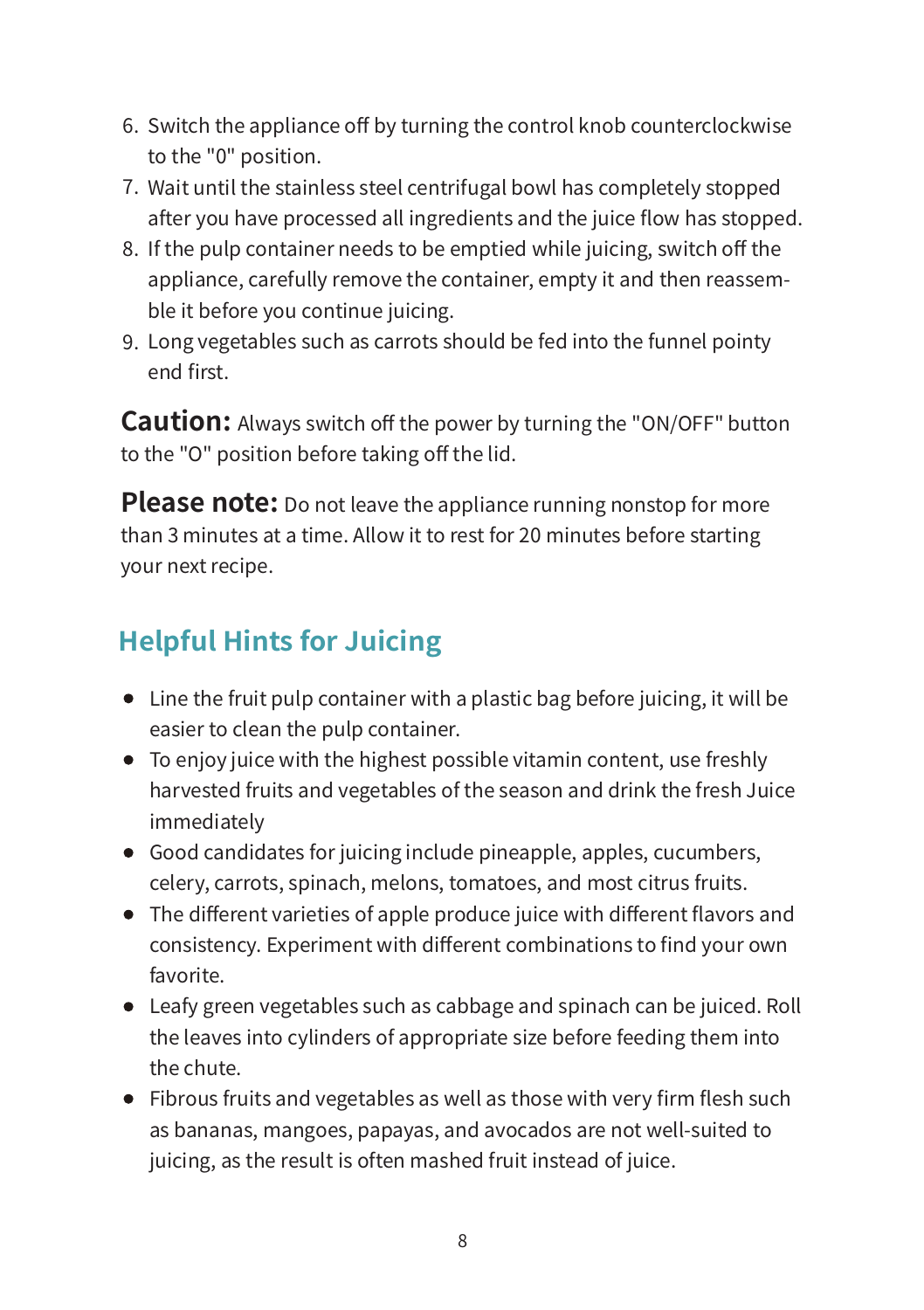6. Switch the appliance off by turning the control knob counterclockwise to the "0" position.
7. Wait until the stainless steel centrifugal bowl has completely stopped after you have processed all ingredients and the juice flow has stopped.
8. If the pulp container needs to be emptied while juicing, switch off the appliance, carefully remove the container, empty it and then reassemble it before you continue juicing.
9. Long vegetables such as carrots should be fed into the funnel pointy end first.

**Caution:** Always switch off the power by turning the "ON/OFF" button to the "O" position before taking off the lid.

**Please note:** Do not leave the appliance running nonstop for more than 3 minutes at a time. Allow it to rest for 20 minutes before starting your next recipe.

## Helpful Hints for Juicing

- Line the fruit pulp container with a plastic bag before juicing, it will be easier to clean the pulp container.
- To enjoy juice with the highest possible vitamin content, use freshly harvested fruits and vegetables of the season and drink the fresh Juice immediately
- Good candidates for juicing include pineapple, apples, cucumbers, celery, carrots, spinach, melons, tomatoes, and most citrus fruits.
- The different varieties of apple produce juice with different flavors and consistency. Experiment with different combinations to find your own favorite.
- Leafy green vegetables such as cabbage and spinach can be juiced. Roll the leaves into cylinders of appropriate size before feeding them into the chute.
- Fibrous fruits and vegetables as well as those with very firm flesh such as bananas, mangoes, papayas, and avocados are not well-suited to juicing, as the result is often mashed fruit instead of juice.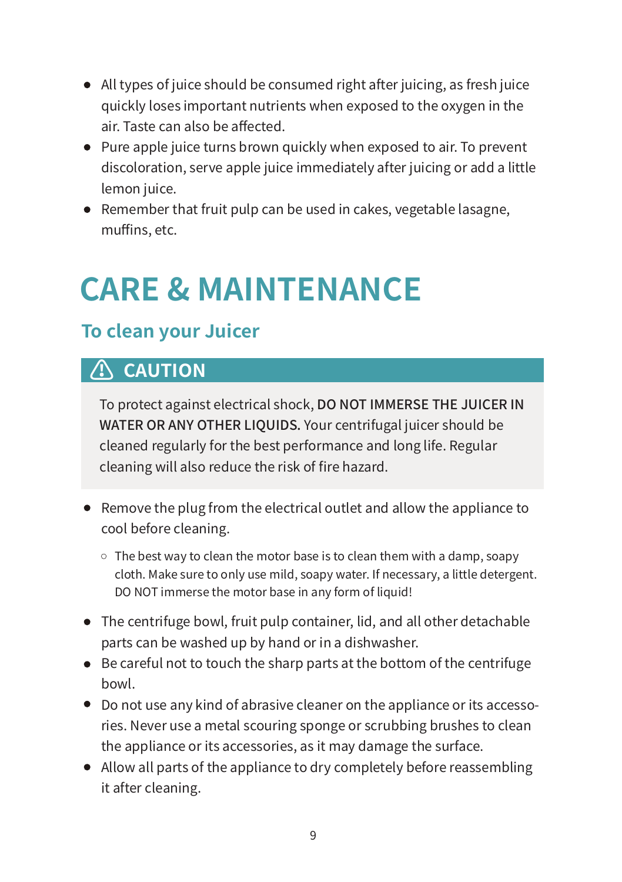- All types of juice should be consumed right after juicing, as fresh juice quickly loses important nutrients when exposed to the oxygen in the air. Taste can also be affected.
- Pure apple juice turns brown quickly when exposed to air. To prevent discoloration, serve apple juice immediately after juicing or add a little lemon juice.
- Remember that fruit pulp can be used in cakes, vegetable lasagne, muffins, etc.

# CARE & MAINTENANCE

## To clean your Juicer

### ⚠ CAUTION

To protect against electrical shock, **DO NOT IMMERSE THE JUICER IN WATER OR ANY OTHER LIQUIDS.** Your centrifugal juicer should be cleaned regularly for the best performance and long life. Regular cleaning will also reduce the risk of fire hazard.

- Remove the plug from the electrical outlet and allow the appliance to cool before cleaning.
  - The best way to clean the motor base is to clean them with a damp, soapy cloth. Make sure to only use mild, soapy water. If necessary, a little detergent. DO NOT immerse the motor base in any form of liquid!
- The centrifuge bowl, fruit pulp container, lid, and all other detachable parts can be washed up by hand or in a dishwasher.
- Be careful not to touch the sharp parts at the bottom of the centrifuge bowl.
- Do not use any kind of abrasive cleaner on the appliance or its accessories. Never use a metal scouring sponge or scrubbing brushes to clean the appliance or its accessories, as it may damage the surface.
- Allow all parts of the appliance to dry completely before reassembling it after cleaning.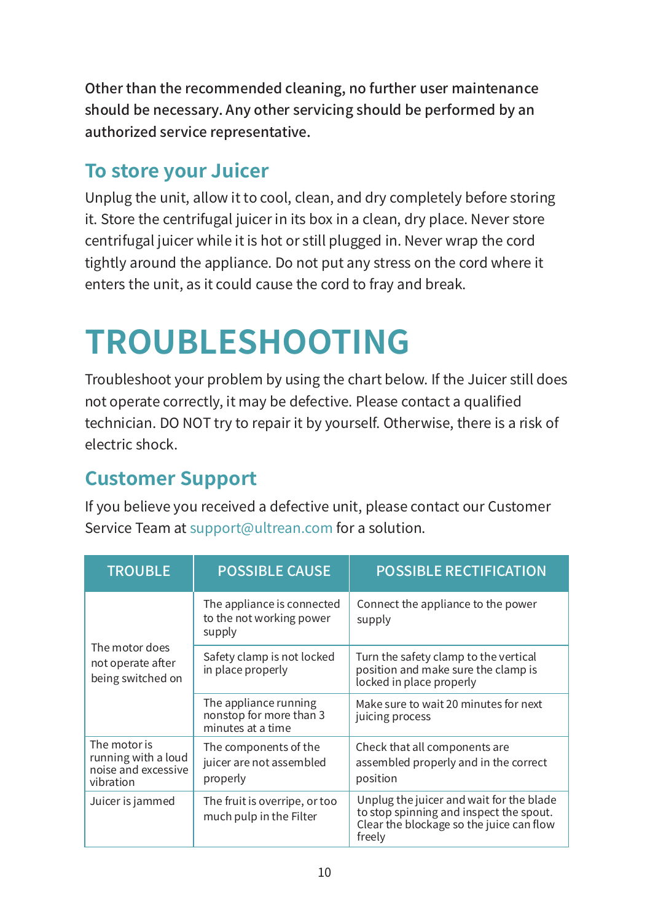Other than the recommended cleaning, no further user maintenance should be necessary. Any other servicing should be performed by an authorized service representative.

## To store your Juicer

Unplug the unit, allow it to cool, clean, and dry completely before storing it. Store the centrifugal juicer in its box in a clean, dry place. Never store centrifugal juicer while it is hot or still plugged in. Never wrap the cord tightly around the appliance. Do not put any stress on the cord where it enters the unit, as it could cause the cord to fray and break.

# TROUBLESHOOTING

Troubleshoot your problem by using the chart below. If the Juicer still does not operate correctly, it may be defective. Please contact a qualified technician. DO NOT try to repair it by yourself. Otherwise, there is a risk of electric shock.

## Customer Support

If you believe you received a defective unit, please contact our Customer Service Team at support@ultrean.com for a solution.

| TROUBLE | POSSIBLE CAUSE | POSSIBLE RECTIFICATION |
|---|---|---|
| The motor does not operate after being switched on | The appliance is connected to the not working power supply | Connect the appliance to the power supply |
| | Safety clamp is not locked in place properly | Turn the safety clamp to the vertical position and make sure the clamp is locked in place properly |
| | The appliance running nonstop for more than 3 minutes at a time | Make sure to wait 20 minutes for next juicing process |
| The motor is running with a loud noise and excessive vibration | The components of the juicer are not assembled properly | Check that all components are assembled properly and in the correct position |
| Juicer is jammed | The fruit is overripe, or too much pulp in the Filter | Unplug the juicer and wait for the blade to stop spinning and inspect the spout. Clear the blockage so the juice can flow freely |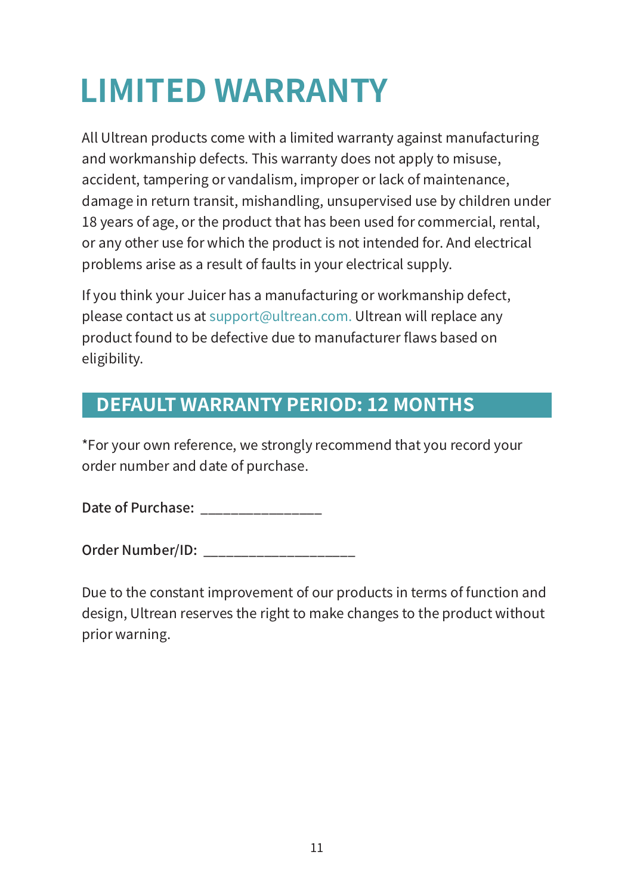# LIMITED WARRANTY

All Ultrean products come with a limited warranty against manufacturing and workmanship defects. This warranty does not apply to misuse, accident, tampering or vandalism, improper or lack of maintenance, damage in return transit, mishandling, unsupervised use by children under 18 years of age, or the product that has been used for commercial, rental, or any other use for which the product is not intended for. And electrical problems arise as a result of faults in your electrical supply.

If you think your Juicer has a manufacturing or workmanship defect, please contact us at support@ultrean.com. Ultrean will replace any product found to be defective due to manufacturer flaws based on eligibility.

## DEFAULT WARRANTY PERIOD: 12 MONTHS

*For your own reference, we strongly recommend that you record your order number and date of purchase.

**Date of Purchase:** _______________

**Order Number/ID:** ___________________

Due to the constant improvement of our products in terms of function and design, Ultrean reserves the right to make changes to the product without prior warning.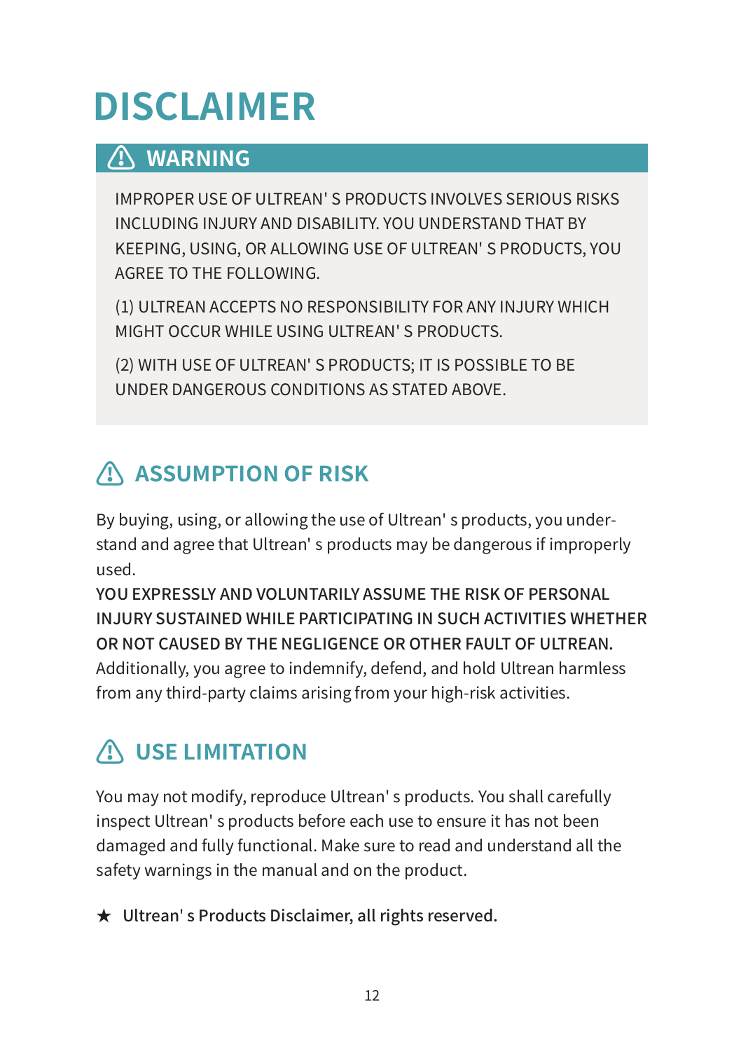# DISCLAIMER

## ⚠ WARNING

IMPROPER USE OF ULTREAN' S PRODUCTS INVOLVES SERIOUS RISKS INCLUDING INJURY AND DISABILITY. YOU UNDERSTAND THAT BY KEEPING, USING, OR ALLOWING USE OF ULTREAN' S PRODUCTS, YOU AGREE TO THE FOLLOWING.

(1) ULTREAN ACCEPTS NO RESPONSIBILITY FOR ANY INJURY WHICH MIGHT OCCUR WHILE USING ULTREAN' S PRODUCTS.

(2) WITH USE OF ULTREAN' S PRODUCTS; IT IS POSSIBLE TO BE UNDER DANGEROUS CONDITIONS AS STATED ABOVE.

## ⚠ ASSUMPTION OF RISK

By buying, using, or allowing the use of Ultrean' s products, you understand and agree that Ultrean' s products may be dangerous if improperly used.
**YOU EXPRESSLY AND VOLUNTARILY ASSUME THE RISK OF PERSONAL INJURY SUSTAINED WHILE PARTICIPATING IN SUCH ACTIVITIES WHETHER OR NOT CAUSED BY THE NEGLIGENCE OR OTHER FAULT OF ULTREAN.** Additionally, you agree to indemnify, defend, and hold Ultrean harmless from any third-party claims arising from your high-risk activities.

## ⚠ USE LIMITATION

You may not modify, reproduce Ultrean' s products. You shall carefully inspect Ultrean' s products before each use to ensure it has not been damaged and fully functional. Make sure to read and understand all the safety warnings in the manual and on the product.

★ Ultrean' s Products Disclaimer, all rights reserved.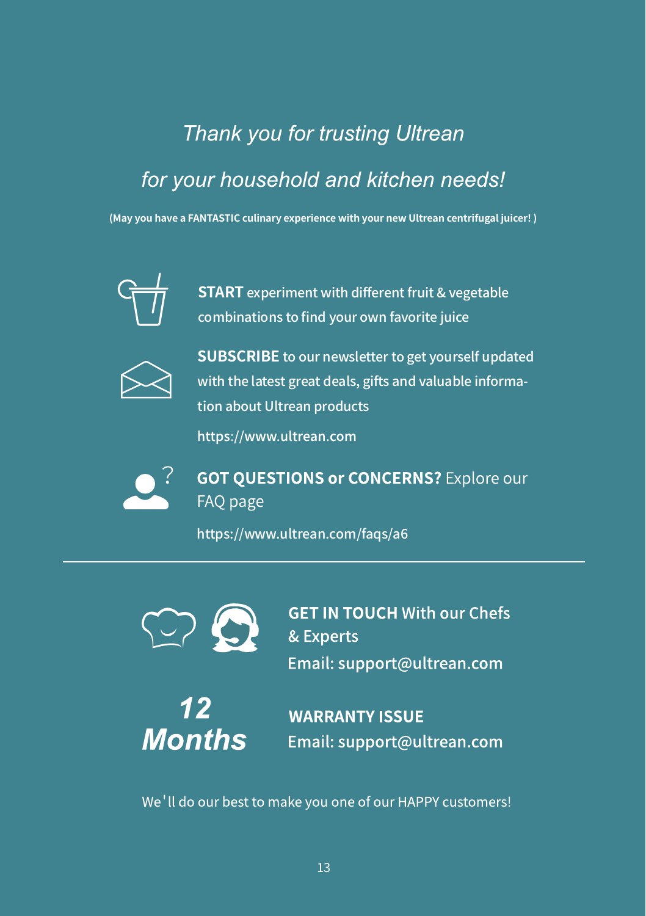*Thank you for trusting Ultrean*

*for your household and kitchen needs!*

**(May you have a FANTASTIC culinary experience with your new Ultrean centrifugal juicer! )**

**START** experiment with different fruit & vegetable combinations to find your own favorite juice

**SUBSCRIBE** to our newsletter to get yourself updated with the latest great deals, gifts and valuable information about Ultrean products

https://www.ultrean.com

**GOT QUESTIONS or CONCERNS?** Explore our FAQ page

https://www.ultrean.com/faqs/a6

---

**GET IN TOUCH** With our Chefs & Experts

Email: support@ultrean.com

***12 Months***

**WARRANTY ISSUE**

Email: support@ultrean.com

We'll do our best to make you one of our HAPPY customers!